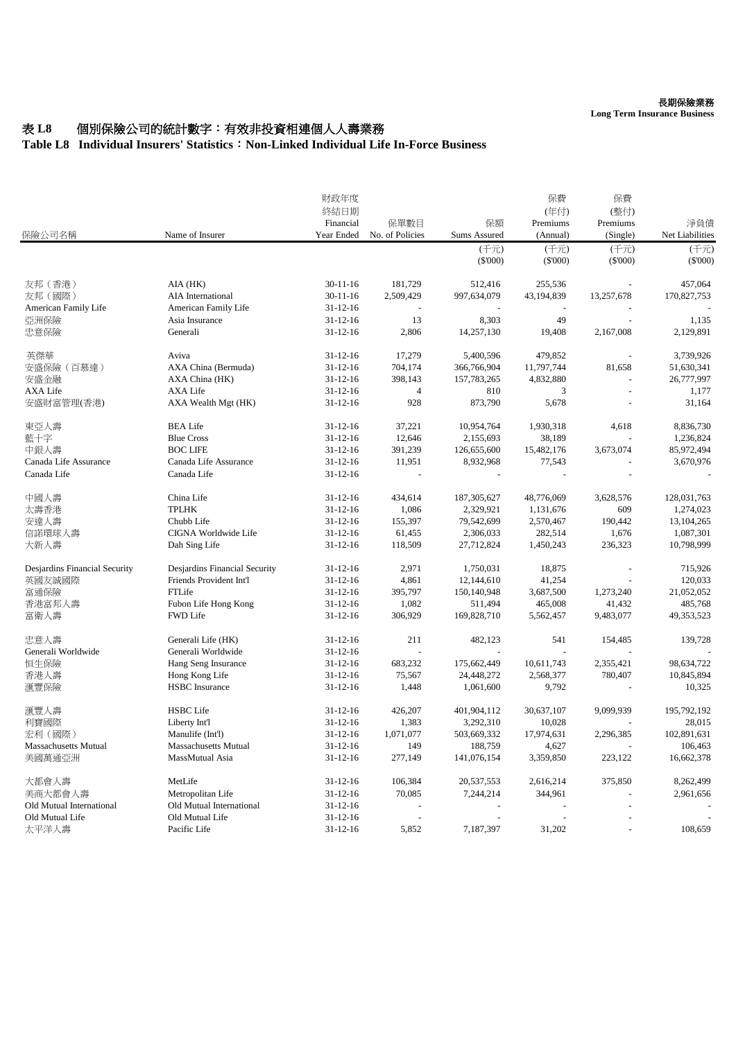長期保險業務
**Long Term Insurance Business**

# 表 L8　個別保險公司的統計數字：有效非投資相連個人人壽業務
# Table L8　Individual Insurers' Statistics：Non-Linked Individual Life In-Force Business

| 保險公司名稱 | Name of Insurer | 財政年度終結日期 Financial Year Ended | 保單數目 No. of Policies | 保額 Sums Assured (千元) ($'000) | 保費 (年付) Premiums (Annual) (千元) ($'000) | 保費 (整付) Premiums (Single) (千元) ($'000) | 淨負債 Net Liabilities (千元) ($'000) |
|---|---|---|---|---|---|---|---|
| 友邦（香港） | AIA (HK) | 30-11-16 | 181,729 | 512,416 | 255,536 | - | 457,064 |
| 友邦（國際） | AIA International | 30-11-16 | 2,509,429 | 997,634,079 | 43,194,839 | 13,257,678 | 170,827,753 |
| American Family Life | American Family Life | 31-12-16 | - | - | - | - | - |
| 亞洲保險 | Asia Insurance | 31-12-16 | 13 | 8,303 | 49 | - | 1,135 |
| 忠意保險 | Generali | 31-12-16 | 2,806 | 14,257,130 | 19,408 | 2,167,008 | 2,129,891 |
| 英傑華 | Aviva | 31-12-16 | 17,279 | 5,400,596 | 479,852 | - | 3,739,926 |
| 安盛保險（百慕達） | AXA China (Bermuda) | 31-12-16 | 704,174 | 366,766,904 | 11,797,744 | 81,658 | 51,630,341 |
| 安盛金融 | AXA China (HK) | 31-12-16 | 398,143 | 157,783,265 | 4,832,880 | - | 26,777,997 |
| AXA Life | AXA Life | 31-12-16 | 4 | 810 | 3 | - | 1,177 |
| 安盛財富管理(香港) | AXA Wealth Mgt (HK) | 31-12-16 | 928 | 873,790 | 5,678 | - | 31,164 |
| 東亞人壽 | BEA Life | 31-12-16 | 37,221 | 10,954,764 | 1,930,318 | 4,618 | 8,836,730 |
| 藍十字 | Blue Cross | 31-12-16 | 12,646 | 2,155,693 | 38,189 | - | 1,236,824 |
| 中銀人壽 | BOC LIFE | 31-12-16 | 391,239 | 126,655,600 | 15,482,176 | 3,673,074 | 85,972,494 |
| Canada Life Assurance | Canada Life Assurance | 31-12-16 | 11,951 | 8,932,968 | 77,543 | - | 3,670,976 |
| Canada Life | Canada Life | 31-12-16 | - | - | - | - | - |
| 中國人壽 | China Life | 31-12-16 | 434,614 | 187,305,627 | 48,776,069 | 3,628,576 | 128,031,763 |
| 太壽香港 | TPLHK | 31-12-16 | 1,086 | 2,329,921 | 1,131,676 | 609 | 1,274,023 |
| 安達人壽 | Chubb Life | 31-12-16 | 155,397 | 79,542,699 | 2,570,467 | 190,442 | 13,104,265 |
| 信諾環球人壽 | CIGNA Worldwide Life | 31-12-16 | 61,455 | 2,306,033 | 282,514 | 1,676 | 1,087,301 |
| 大新人壽 | Dah Sing Life | 31-12-16 | 118,509 | 27,712,824 | 1,450,243 | 236,323 | 10,798,999 |
| Desjardins Financial Security | Desjardins Financial Security | 31-12-16 | 2,971 | 1,750,031 | 18,875 | - | 715,926 |
| 英國友誠國際 | Friends Provident Int'l | 31-12-16 | 4,861 | 12,144,610 | 41,254 | - | 120,033 |
| 富通保險 | FTLife | 31-12-16 | 395,797 | 150,140,948 | 3,687,500 | 1,273,240 | 21,052,052 |
| 香港富邦人壽 | Fubon Life Hong Kong | 31-12-16 | 1,082 | 511,494 | 465,008 | 41,432 | 485,768 |
| 富衛人壽 | FWD Life | 31-12-16 | 306,929 | 169,828,710 | 5,562,457 | 9,483,077 | 49,353,523 |
| 忠意人壽 | Generali Life (HK) | 31-12-16 | 211 | 482,123 | 541 | 154,485 | 139,728 |
| Generali Worldwide | Generali Worldwide | 31-12-16 | - | - | - | - | - |
| 恒生保險 | Hang Seng Insurance | 31-12-16 | 683,232 | 175,662,449 | 10,611,743 | 2,355,421 | 98,634,722 |
| 香港人壽 | Hong Kong Life | 31-12-16 | 75,567 | 24,448,272 | 2,568,377 | 780,407 | 10,845,894 |
| 滙豐保險 | HSBC Insurance | 31-12-16 | 1,448 | 1,061,600 | 9,792 | - | 10,325 |
| 滙豐人壽 | HSBC Life | 31-12-16 | 426,207 | 401,904,112 | 30,637,107 | 9,099,939 | 195,792,192 |
| 利寶國際 | Liberty Int'l | 31-12-16 | 1,383 | 3,292,310 | 10,028 | - | 28,015 |
| 宏利（國際） | Manulife (Int'l) | 31-12-16 | 1,071,077 | 503,669,332 | 17,974,631 | 2,296,385 | 102,891,631 |
| Massachusetts Mutual | Massachusetts Mutual | 31-12-16 | 149 | 188,759 | 4,627 | - | 106,463 |
| 美國萬通亞洲 | MassMutual Asia | 31-12-16 | 277,149 | 141,076,154 | 3,359,850 | 223,122 | 16,662,378 |
| 大都會人壽 | MetLife | 31-12-16 | 106,384 | 20,537,553 | 2,616,214 | 375,850 | 8,262,499 |
| 美商大都會人壽 | Metropolitan Life | 31-12-16 | 70,085 | 7,244,214 | 344,961 | - | 2,961,656 |
| Old Mutual International | Old Mutual International | 31-12-16 | - | - | - | - | - |
| Old Mutual Life | Old Mutual Life | 31-12-16 | - | - | - | - | - |
| 太平洋人壽 | Pacific Life | 31-12-16 | 5,852 | 7,187,397 | 31,202 | - | 108,659 |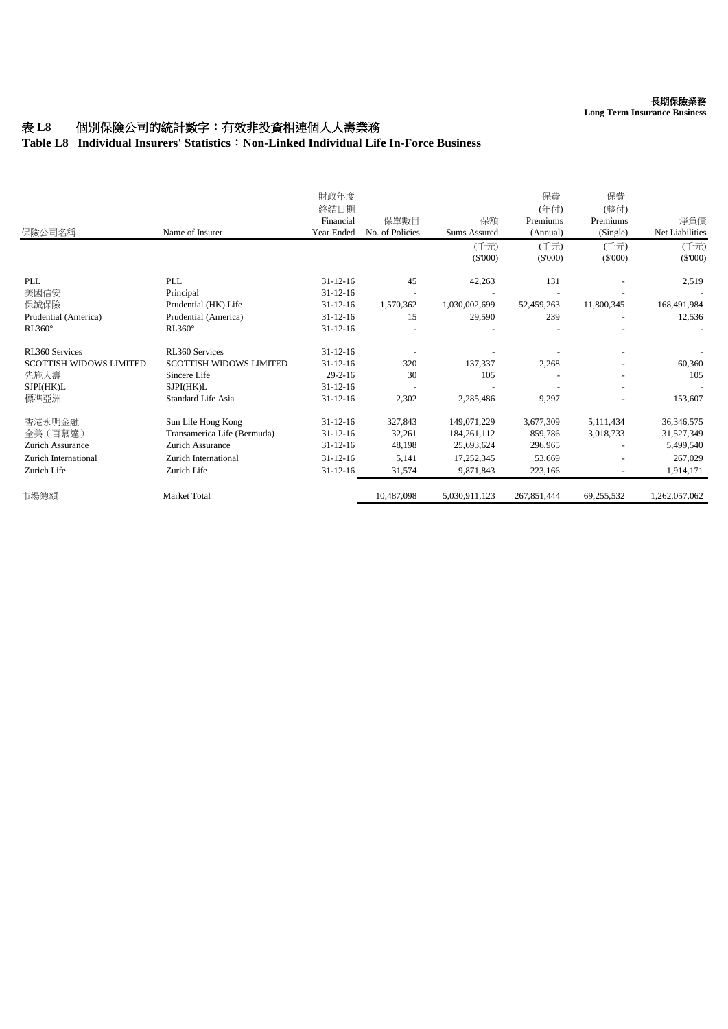長期保險業務
**Long Term Insurance Business**

# 表 L8 個別保險公司的統計數字：有效非投資相連個人人壽業務

# Table L8 Individual Insurers' Statistics：Non-Linked Individual Life In-Force Business

| 保險公司名稱 | Name of Insurer | 財政年度終結日期 Financial Year Ended | 保單數目 No. of Policies | 保額 Sums Assured | 保費 (年付) Premiums (Annual) | 保費 (整付) Premiums (Single) | 淨負債 Net Liabilities |
|---|---|---|---|---|---|---|---|
| | | | | (千元) ($'000) | (千元) ($'000) | (千元) ($'000) | (千元) ($'000) |
| PLL | PLL | 31-12-16 | 45 | 42,263 | 131 | - | 2,519 |
| 美國信安 | Principal | 31-12-16 | - | - | - | - | - |
| 保誠保險 | Prudential (HK) Life | 31-12-16 | 1,570,362 | 1,030,002,699 | 52,459,263 | 11,800,345 | 168,491,984 |
| Prudential (America) | Prudential (America) | 31-12-16 | 15 | 29,590 | 239 | - | 12,536 |
| RL360° | RL360° | 31-12-16 | - | - | - | - | - |
| RL360 Services | RL360 Services | 31-12-16 | - | - | - | - | - |
| SCOTTISH WIDOWS LIMITED | SCOTTISH WIDOWS LIMITED | 31-12-16 | 320 | 137,337 | 2,268 | - | 60,360 |
| 先施人壽 | Sincere Life | 29-2-16 | 30 | 105 | - | - | 105 |
| SJPI(HK)L | SJPI(HK)L | 31-12-16 | - | - | - | - | - |
| 標準亞洲 | Standard Life Asia | 31-12-16 | 2,302 | 2,285,486 | 9,297 | - | 153,607 |
| 香港永明金融 | Sun Life Hong Kong | 31-12-16 | 327,843 | 149,071,229 | 3,677,309 | 5,111,434 | 36,346,575 |
| 全美（百慕達） | Transamerica Life (Bermuda) | 31-12-16 | 32,261 | 184,261,112 | 859,786 | 3,018,733 | 31,527,349 |
| Zurich Assurance | Zurich Assurance | 31-12-16 | 48,198 | 25,693,624 | 296,965 | - | 5,499,540 |
| Zurich International | Zurich International | 31-12-16 | 5,141 | 17,252,345 | 53,669 | - | 267,029 |
| Zurich Life | Zurich Life | 31-12-16 | 31,574 | 9,871,843 | 223,166 | - | 1,914,171 |
| 市場總額 | Market Total | | 10,487,098 | 5,030,911,123 | 267,851,444 | 69,255,532 | 1,262,057,062 |